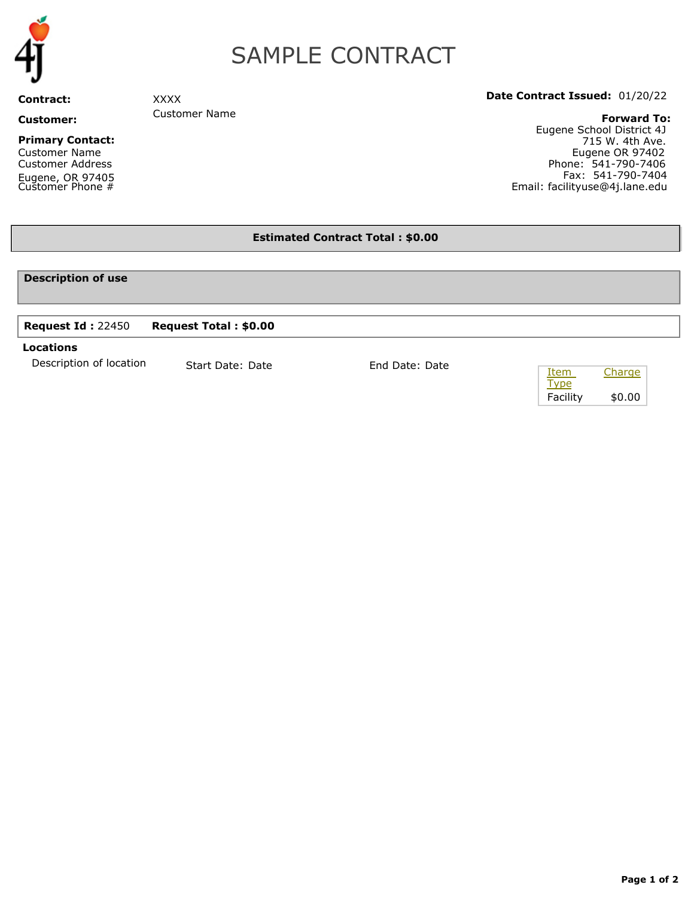# SAMPLE CONTRACT

**Contract:** XXXX

**Customer:** Customer Name

**Primary Contact:**
Customer Name
Customer Address
Eugene, OR 97405
Customer Phone #

**Date Contract Issued:** 01/20/22

**Forward To:**
Eugene School District 4J
715 W. 4th Ave.
Eugene OR 97402
Phone: 541-790-7406
Fax: 541-790-7404
Email: facilityuse@4j.lane.edu

**Estimated Contract Total : $0.00**

**Description of use**

**Request Id :** 22450 **Request Total : $0.00**

**Locations**

Description of location Start Date: Date End Date: Date

| Item Type | Charge |
|---|---|
| Facility | $0.00 |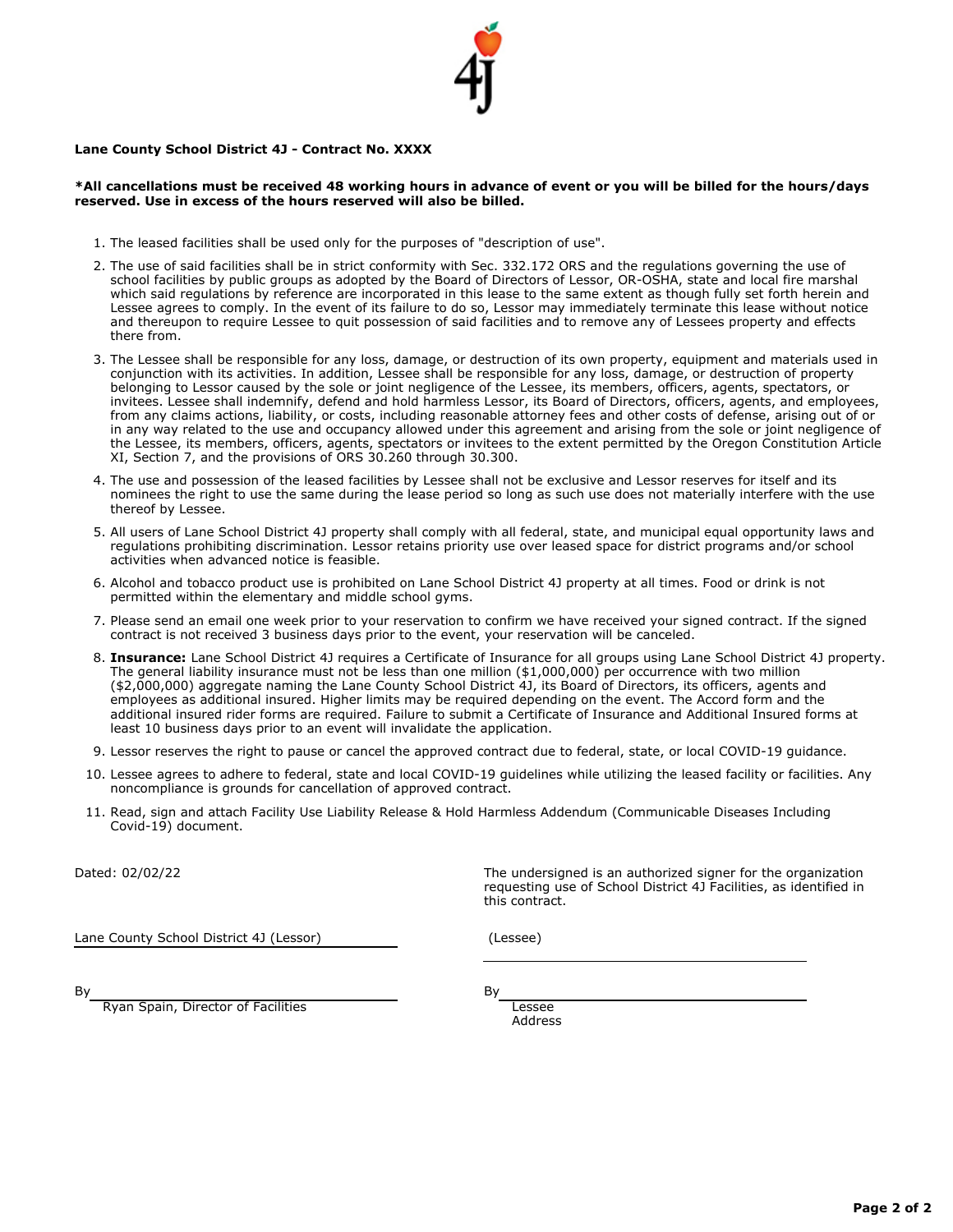**Lane County School District 4J - Contract No. XXXX**

***All cancellations must be received 48 working hours in advance of event or you will be billed for the hours/days reserved. Use in excess of the hours reserved will also be billed.**

1. The leased facilities shall be used only for the purposes of "description of use".
2. The use of said facilities shall be in strict conformity with Sec. 332.172 ORS and the regulations governing the use of school facilities by public groups as adopted by the Board of Directors of Lessor, OR-OSHA, state and local fire marshal which said regulations by reference are incorporated in this lease to the same extent as though fully set forth herein and Lessee agrees to comply. In the event of its failure to do so, Lessor may immediately terminate this lease without notice and thereupon to require Lessee to quit possession of said facilities and to remove any of Lessees property and effects there from.
3. The Lessee shall be responsible for any loss, damage, or destruction of its own property, equipment and materials used in conjunction with its activities. In addition, Lessee shall be responsible for any loss, damage, or destruction of property belonging to Lessor caused by the sole or joint negligence of the Lessee, its members, officers, agents, spectators, or invitees. Lessee shall indemnify, defend and hold harmless Lessor, its Board of Directors, officers, agents, and employees, from any claims actions, liability, or costs, including reasonable attorney fees and other costs of defense, arising out of or in any way related to the use and occupancy allowed under this agreement and arising from the sole or joint negligence of the Lessee, its members, officers, agents, spectators or invitees to the extent permitted by the Oregon Constitution Article XI, Section 7, and the provisions of ORS 30.260 through 30.300.
4. The use and possession of the leased facilities by Lessee shall not be exclusive and Lessor reserves for itself and its nominees the right to use the same during the lease period so long as such use does not materially interfere with the use thereof by Lessee.
5. All users of Lane School District 4J property shall comply with all federal, state, and municipal equal opportunity laws and regulations prohibiting discrimination. Lessor retains priority use over leased space for district programs and/or school activities when advanced notice is feasible.
6. Alcohol and tobacco product use is prohibited on Lane School District 4J property at all times. Food or drink is not permitted within the elementary and middle school gyms.
7. Please send an email one week prior to your reservation to confirm we have received your signed contract. If the signed contract is not received 3 business days prior to the event, your reservation will be canceled.
8. **Insurance:** Lane School District 4J requires a Certificate of Insurance for all groups using Lane School District 4J property. The general liability insurance must not be less than one million ($1,000,000) per occurrence with two million ($2,000,000) aggregate naming the Lane County School District 4J, its Board of Directors, its officers, agents and employees as additional insured. Higher limits may be required depending on the event. The Accord form and the additional insured rider forms are required. Failure to submit a Certificate of Insurance and Additional Insured forms at least 10 business days prior to an event will invalidate the application.
9. Lessor reserves the right to pause or cancel the approved contract due to federal, state, or local COVID-19 guidance.
10. Lessee agrees to adhere to federal, state and local COVID-19 guidelines while utilizing the leased facility or facilities. Any noncompliance is grounds for cancellation of approved contract.
11. Read, sign and attach Facility Use Liability Release & Hold Harmless Addendum (Communicable Diseases Including Covid-19) document.

Dated: 02/02/22

The undersigned is an authorized signer for the organization requesting use of School District 4J Facilities, as identified in this contract.

Lane County School District 4J (Lessor)

(Lessee)

By \_\_\_\_\_\_\_\_\_\_\_\_\_\_\_\_\_\_\_\_\_\_\_\_\_\_\_\_\_\_
Ryan Spain, Director of Facilities

By \_\_\_\_\_\_\_\_\_\_\_\_\_\_\_\_\_\_\_\_\_\_\_\_\_\_\_\_\_\_
Lessee
Address